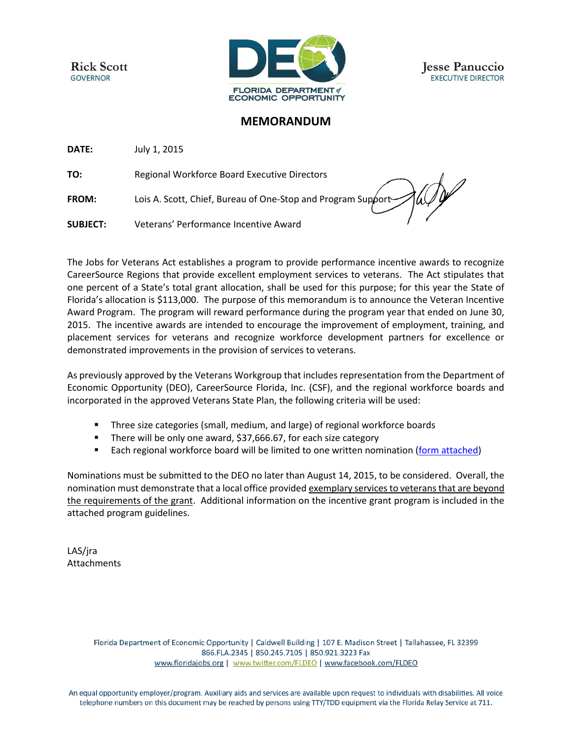Rick Scott
GOVERNOR

FLORIDA DEPARTMENT of ECONOMIC OPPORTUNITY

Jesse Panuccio
EXECUTIVE DIRECTOR

# MEMORANDUM

**DATE:** July 1, 2015

**TO:** Regional Workforce Board Executive Directors

**FROM:** Lois A. Scott, Chief, Bureau of One-Stop and Program Support

**SUBJECT:** Veterans' Performance Incentive Award

The Jobs for Veterans Act establishes a program to provide performance incentive awards to recognize CareerSource Regions that provide excellent employment services to veterans. The Act stipulates that one percent of a State's total grant allocation, shall be used for this purpose; for this year the State of Florida's allocation is $113,000. The purpose of this memorandum is to announce the Veteran Incentive Award Program. The program will reward performance during the program year that ended on June 30, 2015. The incentive awards are intended to encourage the improvement of employment, training, and placement services for veterans and recognize workforce development partners for excellence or demonstrated improvements in the provision of services to veterans.

As previously approved by the Veterans Workgroup that includes representation from the Department of Economic Opportunity (DEO), CareerSource Florida, Inc. (CSF), and the regional workforce boards and incorporated in the approved Veterans State Plan, the following criteria will be used:

- Three size categories (small, medium, and large) of regional workforce boards
- There will be only one award, $37,666.67, for each size category
- Each regional workforce board will be limited to one written nomination (form attached)

Nominations must be submitted to the DEO no later than August 14, 2015, to be considered. Overall, the nomination must demonstrate that a local office provided exemplary services to veterans that are beyond the requirements of the grant. Additional information on the incentive grant program is included in the attached program guidelines.

LAS/jra
Attachments

Florida Department of Economic Opportunity | Caldwell Building | 107 E. Madison Street | Tallahassee, FL 32399
866.FLA.2345 | 850.245.7105 | 850.921.3223 Fax
www.floridajobs.org | www.twitter.com/FLDEO | www.facebook.com/FLDEO

An equal opportunity employer/program. Auxiliary aids and services are available upon request to individuals with disabilities. All voice telephone numbers on this document may be reached by persons using TTY/TDD equipment via the Florida Relay Service at 711.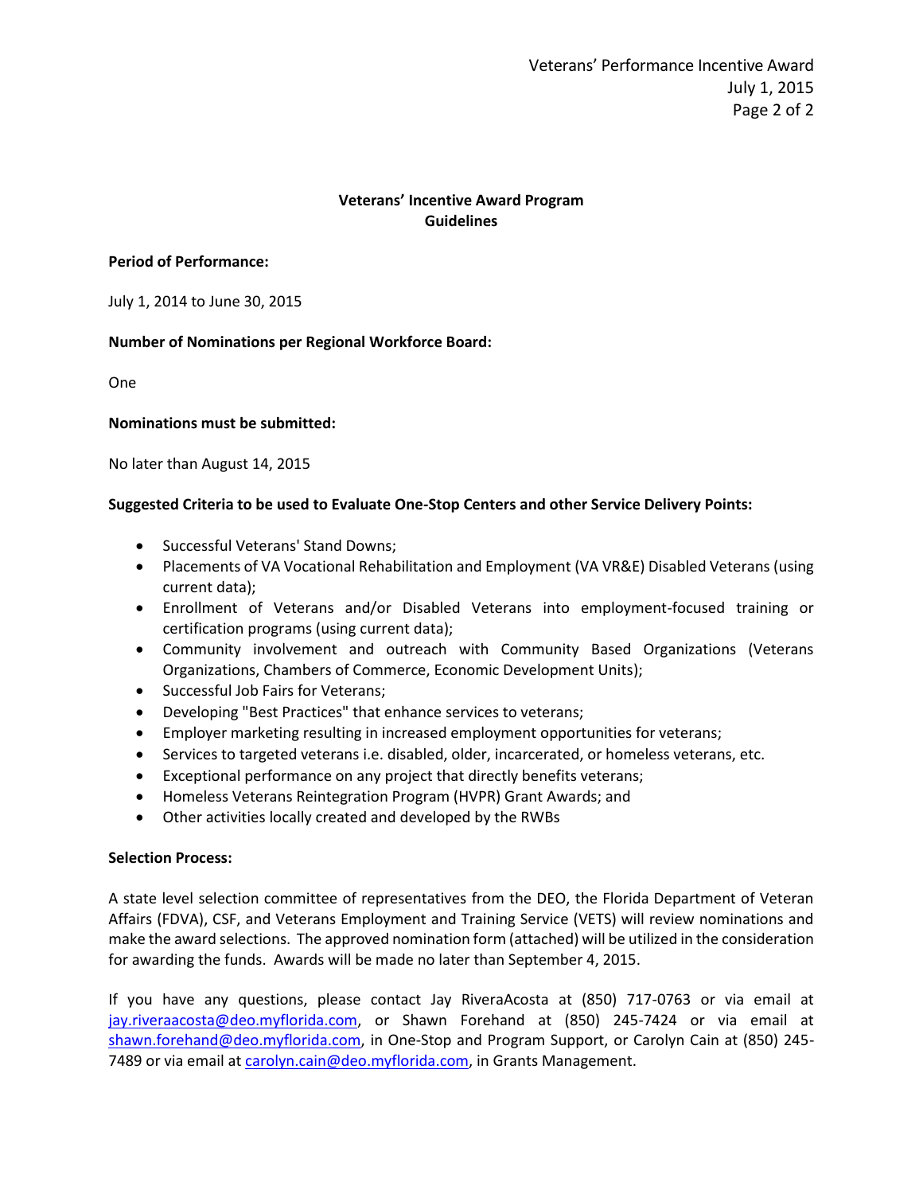## Veterans' Incentive Award Program
## Guidelines

**Period of Performance:**

July 1, 2014 to June 30, 2015

**Number of Nominations per Regional Workforce Board:**

One

**Nominations must be submitted:**

No later than August 14, 2015

**Suggested Criteria to be used to Evaluate One-Stop Centers and other Service Delivery Points:**

- Successful Veterans' Stand Downs;
- Placements of VA Vocational Rehabilitation and Employment (VA VR&E) Disabled Veterans (using current data);
- Enrollment of Veterans and/or Disabled Veterans into employment-focused training or certification programs (using current data);
- Community involvement and outreach with Community Based Organizations (Veterans Organizations, Chambers of Commerce, Economic Development Units);
- Successful Job Fairs for Veterans;
- Developing "Best Practices" that enhance services to veterans;
- Employer marketing resulting in increased employment opportunities for veterans;
- Services to targeted veterans i.e. disabled, older, incarcerated, or homeless veterans, etc.
- Exceptional performance on any project that directly benefits veterans;
- Homeless Veterans Reintegration Program (HVPR) Grant Awards; and
- Other activities locally created and developed by the RWBs

**Selection Process:**

A state level selection committee of representatives from the DEO, the Florida Department of Veteran Affairs (FDVA), CSF, and Veterans Employment and Training Service (VETS) will review nominations and make the award selections. The approved nomination form (attached) will be utilized in the consideration for awarding the funds. Awards will be made no later than September 4, 2015.

If you have any questions, please contact Jay RiveraAcosta at (850) 717-0763 or via email at jay.riveraacosta@deo.myflorida.com, or Shawn Forehand at (850) 245-7424 or via email at shawn.forehand@deo.myflorida.com, in One-Stop and Program Support, or Carolyn Cain at (850) 245-7489 or via email at carolyn.cain@deo.myflorida.com, in Grants Management.